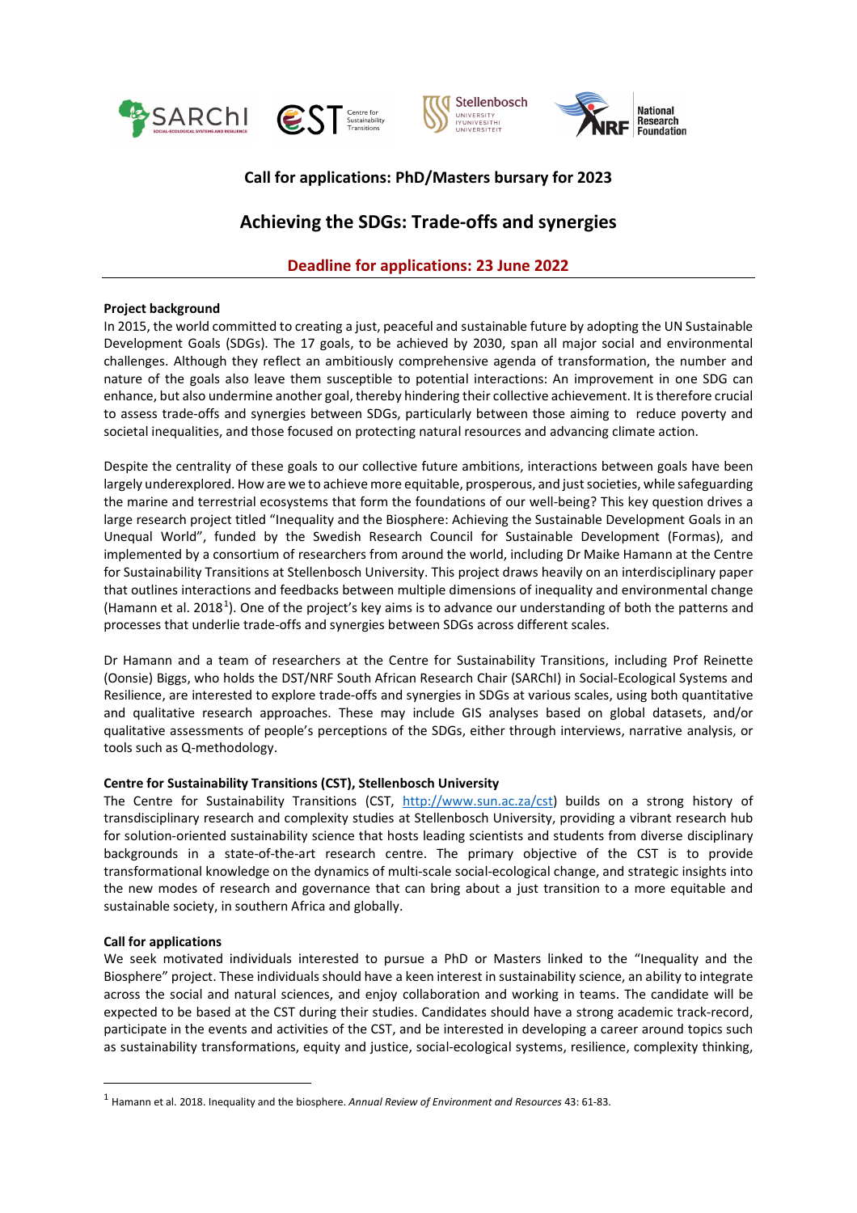## Call for applications: PhD/Masters bursary for 2023

# Achieving the SDGs: Trade-offs and synergies

### Deadline for applications: 23 June 2022

**Project background**

In 2015, the world committed to creating a just, peaceful and sustainable future by adopting the UN Sustainable Development Goals (SDGs). The 17 goals, to be achieved by 2030, span all major social and environmental challenges. Although they reflect an ambitiously comprehensive agenda of transformation, the number and nature of the goals also leave them susceptible to potential interactions: An improvement in one SDG can enhance, but also undermine another goal, thereby hindering their collective achievement. It is therefore crucial to assess trade-offs and synergies between SDGs, particularly between those aiming to reduce poverty and societal inequalities, and those focused on protecting natural resources and advancing climate action.

Despite the centrality of these goals to our collective future ambitions, interactions between goals have been largely underexplored. How are we to achieve more equitable, prosperous, and just societies, while safeguarding the marine and terrestrial ecosystems that form the foundations of our well-being? This key question drives a large research project titled "Inequality and the Biosphere: Achieving the Sustainable Development Goals in an Unequal World", funded by the Swedish Research Council for Sustainable Development (Formas), and implemented by a consortium of researchers from around the world, including Dr Maike Hamann at the Centre for Sustainability Transitions at Stellenbosch University. This project draws heavily on an interdisciplinary paper that outlines interactions and feedbacks between multiple dimensions of inequality and environmental change (Hamann et al. 2018[1]). One of the project's key aims is to advance our understanding of both the patterns and processes that underlie trade-offs and synergies between SDGs across different scales.

Dr Hamann and a team of researchers at the Centre for Sustainability Transitions, including Prof Reinette (Oonsie) Biggs, who holds the DST/NRF South African Research Chair (SARChI) in Social-Ecological Systems and Resilience, are interested to explore trade-offs and synergies in SDGs at various scales, using both quantitative and qualitative research approaches. These may include GIS analyses based on global datasets, and/or qualitative assessments of people's perceptions of the SDGs, either through interviews, narrative analysis, or tools such as Q-methodology.

**Centre for Sustainability Transitions (CST), Stellenbosch University**

The Centre for Sustainability Transitions (CST, http://www.sun.ac.za/cst) builds on a strong history of transdisciplinary research and complexity studies at Stellenbosch University, providing a vibrant research hub for solution-oriented sustainability science that hosts leading scientists and students from diverse disciplinary backgrounds in a state-of-the-art research centre. The primary objective of the CST is to provide transformational knowledge on the dynamics of multi-scale social-ecological change, and strategic insights into the new modes of research and governance that can bring about a just transition to a more equitable and sustainable society, in southern Africa and globally.

**Call for applications**

We seek motivated individuals interested to pursue a PhD or Masters linked to the "Inequality and the Biosphere" project. These individuals should have a keen interest in sustainability science, an ability to integrate across the social and natural sciences, and enjoy collaboration and working in teams. The candidate will be expected to be based at the CST during their studies. Candidates should have a strong academic track-record, participate in the events and activities of the CST, and be interested in developing a career around topics such as sustainability transformations, equity and justice, social-ecological systems, resilience, complexity thinking,

---

[1] Hamann et al. 2018. Inequality and the biosphere. *Annual Review of Environment and Resources* 43: 61-83.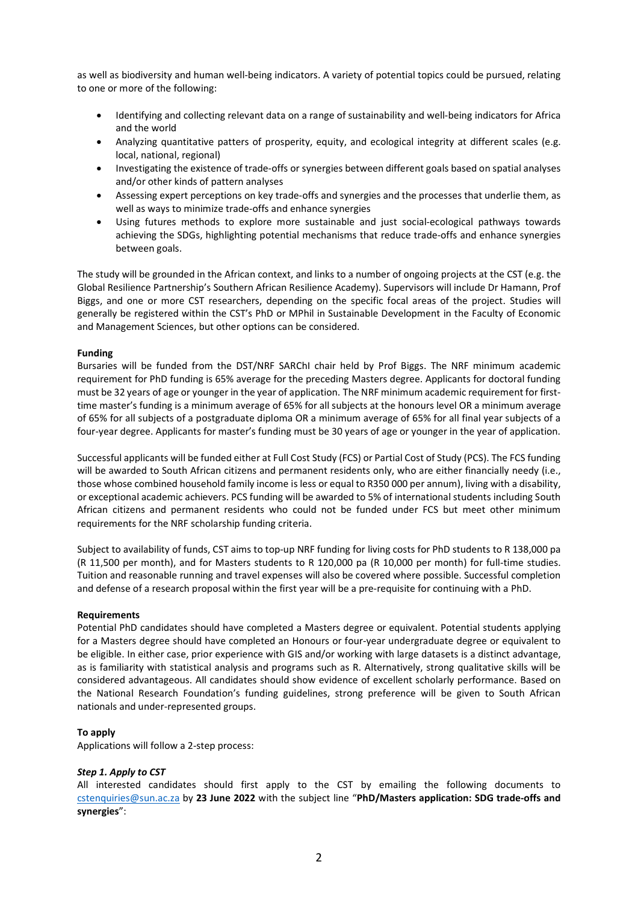as well as biodiversity and human well-being indicators. A variety of potential topics could be pursued, relating to one or more of the following:

- Identifying and collecting relevant data on a range of sustainability and well-being indicators for Africa and the world
- Analyzing quantitative patterns of prosperity, equity, and ecological integrity at different scales (e.g. local, national, regional)
- Investigating the existence of trade-offs or synergies between different goals based on spatial analyses and/or other kinds of pattern analyses
- Assessing expert perceptions on key trade-offs and synergies and the processes that underlie them, as well as ways to minimize trade-offs and enhance synergies
- Using futures methods to explore more sustainable and just social-ecological pathways towards achieving the SDGs, highlighting potential mechanisms that reduce trade-offs and enhance synergies between goals.

The study will be grounded in the African context, and links to a number of ongoing projects at the CST (e.g. the Global Resilience Partnership's Southern African Resilience Academy). Supervisors will include Dr Hamann, Prof Biggs, and one or more CST researchers, depending on the specific focal areas of the project. Studies will generally be registered within the CST's PhD or MPhil in Sustainable Development in the Faculty of Economic and Management Sciences, but other options can be considered.

**Funding**

Bursaries will be funded from the DST/NRF SARChI chair held by Prof Biggs. The NRF minimum academic requirement for PhD funding is 65% average for the preceding Masters degree. Applicants for doctoral funding must be 32 years of age or younger in the year of application. The NRF minimum academic requirement for first-time master's funding is a minimum average of 65% for all subjects at the honours level OR a minimum average of 65% for all subjects of a postgraduate diploma OR a minimum average of 65% for all final year subjects of a four-year degree. Applicants for master's funding must be 30 years of age or younger in the year of application.

Successful applicants will be funded either at Full Cost Study (FCS) or Partial Cost of Study (PCS). The FCS funding will be awarded to South African citizens and permanent residents only, who are either financially needy (i.e., those whose combined household family income is less or equal to R350 000 per annum), living with a disability, or exceptional academic achievers. PCS funding will be awarded to 5% of international students including South African citizens and permanent residents who could not be funded under FCS but meet other minimum requirements for the NRF scholarship funding criteria.

Subject to availability of funds, CST aims to top-up NRF funding for living costs for PhD students to R 138,000 pa (R 11,500 per month), and for Masters students to R 120,000 pa (R 10,000 per month) for full-time studies. Tuition and reasonable running and travel expenses will also be covered where possible. Successful completion and defense of a research proposal within the first year will be a pre-requisite for continuing with a PhD.

**Requirements**

Potential PhD candidates should have completed a Masters degree or equivalent. Potential students applying for a Masters degree should have completed an Honours or four-year undergraduate degree or equivalent to be eligible. In either case, prior experience with GIS and/or working with large datasets is a distinct advantage, as is familiarity with statistical analysis and programs such as R. Alternatively, strong qualitative skills will be considered advantageous. All candidates should show evidence of excellent scholarly performance. Based on the National Research Foundation's funding guidelines, strong preference will be given to South African nationals and under-represented groups.

**To apply**

Applications will follow a 2-step process:

***Step 1. Apply to CST***

All interested candidates should first apply to the CST by emailing the following documents to cstenquiries@sun.ac.za by **23 June 2022** with the subject line "**PhD/Masters application: SDG trade-offs and synergies**":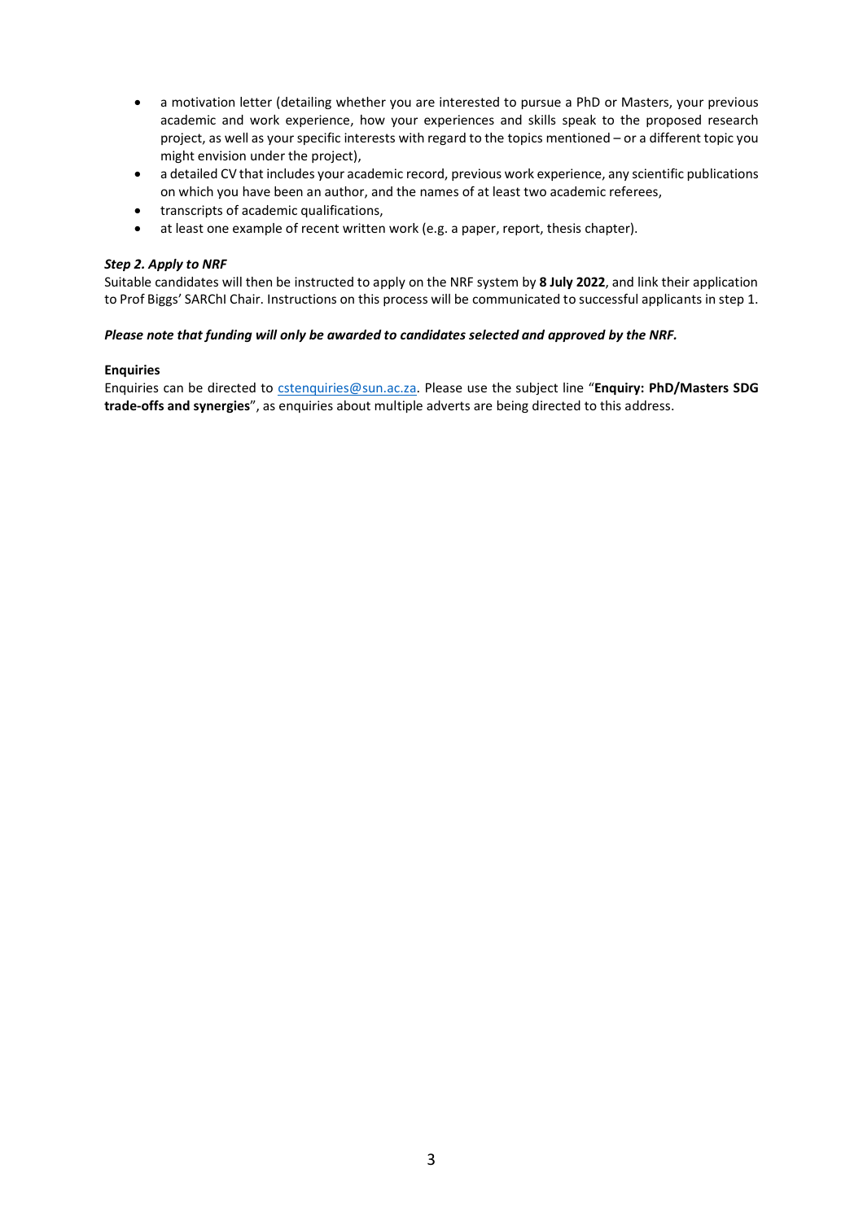- a motivation letter (detailing whether you are interested to pursue a PhD or Masters, your previous academic and work experience, how your experiences and skills speak to the proposed research project, as well as your specific interests with regard to the topics mentioned – or a different topic you might envision under the project),
- a detailed CV that includes your academic record, previous work experience, any scientific publications on which you have been an author, and the names of at least two academic referees,
- transcripts of academic qualifications,
- at least one example of recent written work (e.g. a paper, report, thesis chapter).

***Step 2. Apply to NRF***

Suitable candidates will then be instructed to apply on the NRF system by **8 July 2022**, and link their application to Prof Biggs' SARChI Chair. Instructions on this process will be communicated to successful applicants in step 1.

***Please note that funding will only be awarded to candidates selected and approved by the NRF.***

**Enquiries**

Enquiries can be directed to cstenquiries@sun.ac.za. Please use the subject line "**Enquiry: PhD/Masters SDG trade-offs and synergies**", as enquiries about multiple adverts are being directed to this address.